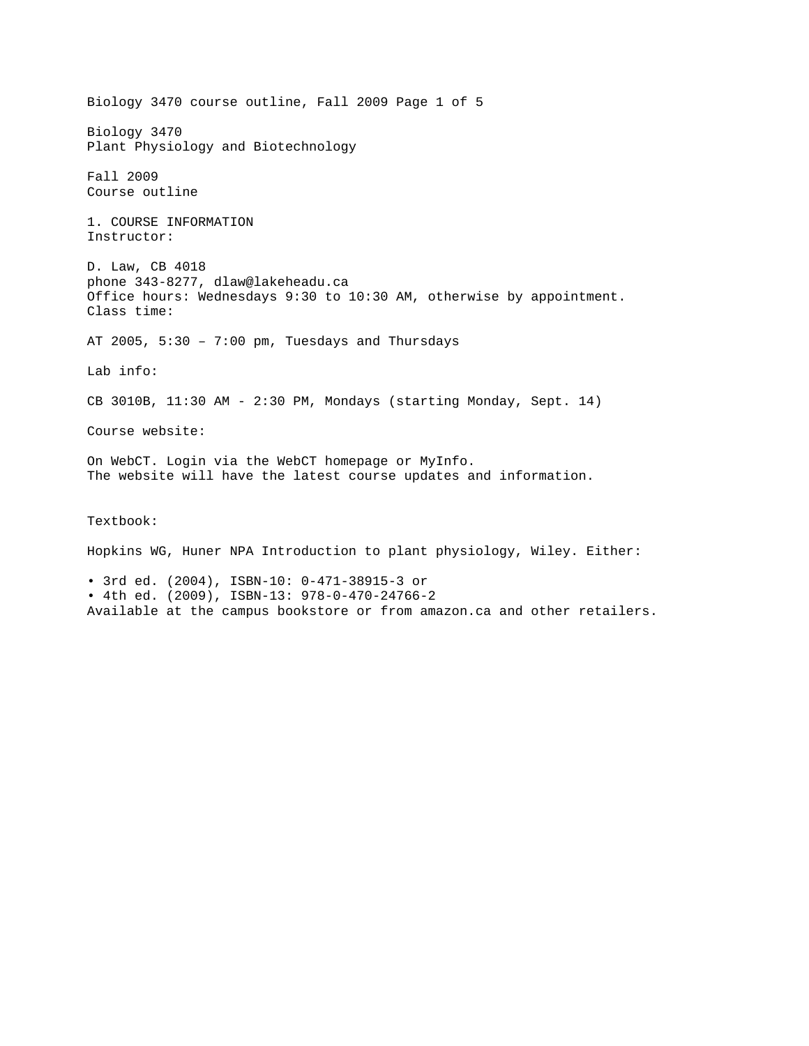# Biology 3470
## Plant Physiology and Biotechnology

Fall 2009
Course outline

## 1. COURSE INFORMATION

**Instructor:**

D. Law, CB 4018
phone 343-8277, dlaw@lakeheadu.ca
Office hours: Wednesdays 9:30 to 10:30 AM, otherwise by appointment.

**Class time:**

AT 2005, 5:30 – 7:00 pm, Tuesdays and Thursdays

**Lab info:**

CB 3010B, 11:30 AM - 2:30 PM, Mondays (starting Monday, Sept. 14)

**Course website:**

On WebCT. Login via the WebCT homepage or MyInfo.
The website will have the latest course updates and information.

**Textbook:**

Hopkins WG, Huner NPA Introduction to plant physiology, Wiley. Either:

- 3rd ed. (2004), ISBN-10: 0-471-38915-3 or
- 4th ed. (2009), ISBN-13: 978-0-470-24766-2

Available at the campus bookstore or from amazon.ca and other retailers.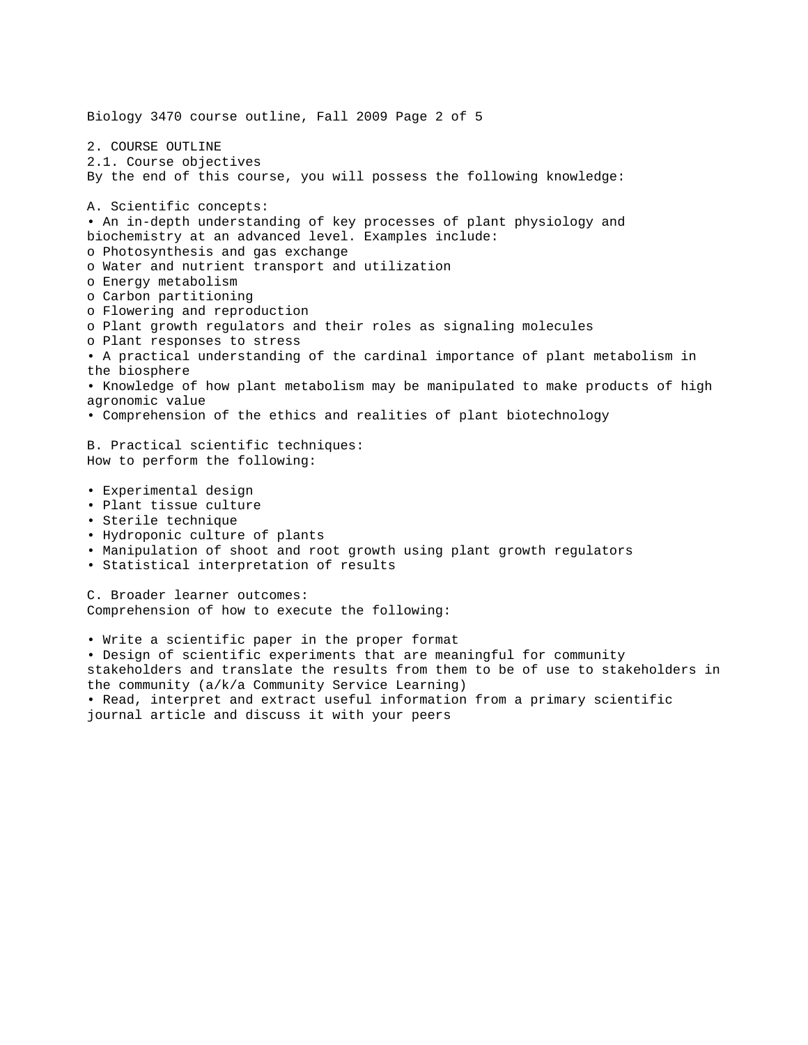## 2. COURSE OUTLINE

### 2.1. Course objectives

By the end of this course, you will possess the following knowledge:

**A. Scientific concepts:**

- An in-depth understanding of key processes of plant physiology and biochemistry at an advanced level. Examples include:
  - Photosynthesis and gas exchange
  - Water and nutrient transport and utilization
  - Energy metabolism
  - Carbon partitioning
  - Flowering and reproduction
  - Plant growth regulators and their roles as signaling molecules
  - Plant responses to stress
- A practical understanding of the cardinal importance of plant metabolism in the biosphere
- Knowledge of how plant metabolism may be manipulated to make products of high agronomic value
- Comprehension of the ethics and realities of plant biotechnology

**B. Practical scientific techniques:**

How to perform the following:

- Experimental design
- Plant tissue culture
- Sterile technique
- Hydroponic culture of plants
- Manipulation of shoot and root growth using plant growth regulators
- Statistical interpretation of results

**C. Broader learner outcomes:**

Comprehension of how to execute the following:

- Write a scientific paper in the proper format
- Design of scientific experiments that are meaningful for community stakeholders and translate the results from them to be of use to stakeholders in the community (a/k/a Community Service Learning)
- Read, interpret and extract useful information from a primary scientific journal article and discuss it with your peers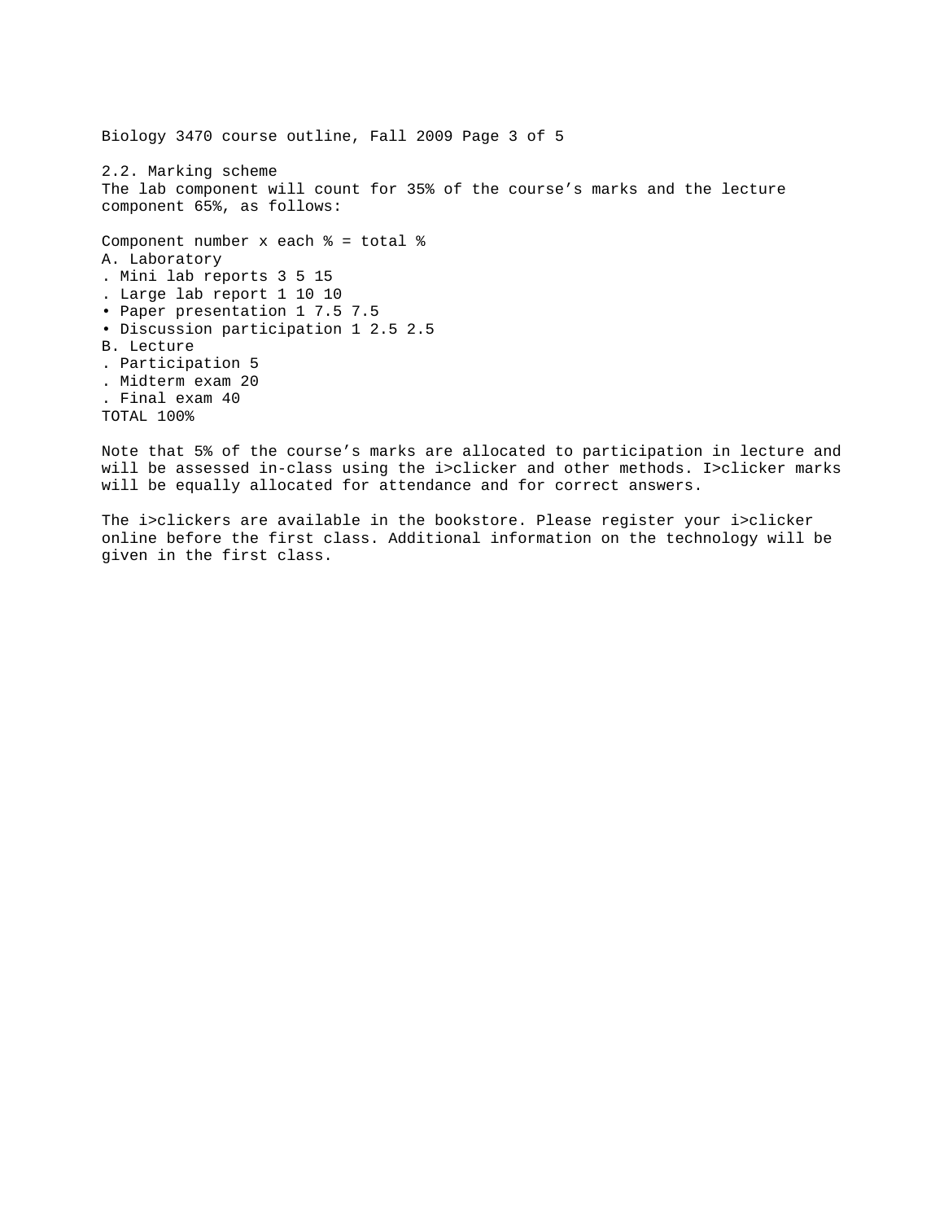## 2.2. Marking scheme

The lab component will count for 35% of the course's marks and the lecture component 65%, as follows:

| Component | number | x each % | = total % |
|---|---|---|---|
| **A. Laboratory** | | | |
| . Mini lab reports | 3 | 5 | 15 |
| . Large lab report | 1 | 10 | 10 |
| • Paper presentation | 1 | 7.5 | 7.5 |
| • Discussion participation | 1 | 2.5 | 2.5 |
| **B. Lecture** | | | |
| . Participation | | | 5 |
| . Midterm exam | | | 20 |
| . Final exam | | | 40 |
| TOTAL | | | 100% |

Note that 5% of the course's marks are allocated to participation in lecture and will be assessed in-class using the i>clicker and other methods. I>clicker marks will be equally allocated for attendance and for correct answers.

The i>clickers are available in the bookstore. Please register your i>clicker online before the first class. Additional information on the technology will be given in the first class.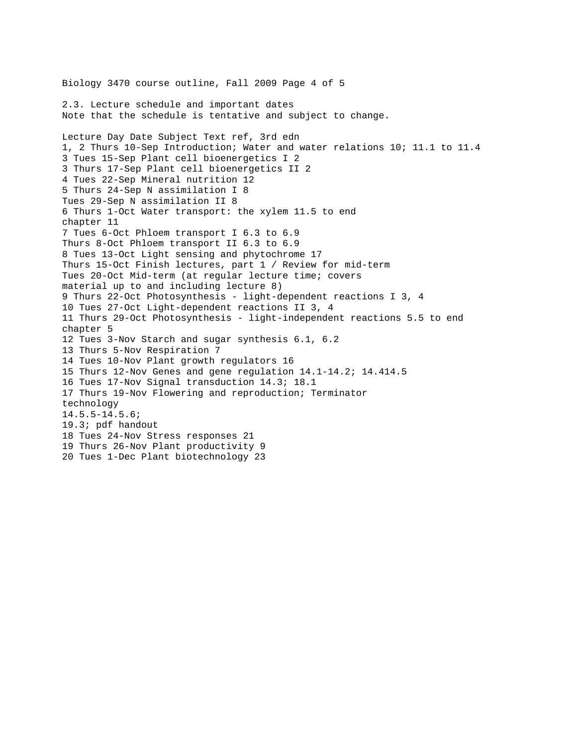## 2.3. Lecture schedule and important dates

Note that the schedule is tentative and subject to change.

| Lecture | Day | Date | Subject | Text ref, 3rd edn |
|---|---|---|---|---|
| 1, 2 | Thurs | 10-Sep | Introduction; Water and water relations | 10; 11.1 to 11.4 |
| 3 | Tues | 15-Sep | Plant cell bioenergetics I | 2 |
| 3 | Thurs | 17-Sep | Plant cell bioenergetics II | 2 |
| 4 | Tues | 22-Sep | Mineral nutrition | 12 |
| 5 | Thurs | 24-Sep | N assimilation I | 8 |
| | Tues | 29-Sep | N assimilation II | 8 |
| 6 | Thurs | 1-Oct | Water transport: the xylem | 11.5 to end chapter 11 |
| 7 | Tues | 6-Oct | Phloem transport I | 6.3 to 6.9 |
| | Thurs | 8-Oct | Phloem transport II | 6.3 to 6.9 |
| 8 | Tues | 13-Oct | Light sensing and phytochrome | 17 |
| | Thurs | 15-Oct | Finish lectures, part 1 / Review for mid-term | |
| | Tues | 20-Oct | Mid-term (at regular lecture time; covers material up to and including lecture 8) | |
| 9 | Thurs | 22-Oct | Photosynthesis - light-dependent reactions I | 3, 4 |
| 10 | Tues | 27-Oct | Light-dependent reactions II | 3, 4 |
| 11 | Thurs | 29-Oct | Photosynthesis - light-independent reactions | 5.5 to end chapter 5 |
| 12 | Tues | 3-Nov | Starch and sugar synthesis | 6.1, 6.2 |
| 13 | Thurs | 5-Nov | Respiration | 7 |
| 14 | Tues | 10-Nov | Plant growth regulators | 16 |
| 15 | Thurs | 12-Nov | Genes and gene regulation | 14.1-14.2; 14.414.5 |
| 16 | Tues | 17-Nov | Signal transduction | 14.3; 18.1 |
| 17 | Thurs | 19-Nov | Flowering and reproduction; Terminator technology | 14.5.5-14.5.6; 19.3; pdf handout |
| 18 | Tues | 24-Nov | Stress responses | 21 |
| 19 | Thurs | 26-Nov | Plant productivity | 9 |
| 20 | Tues | 1-Dec | Plant biotechnology | 23 |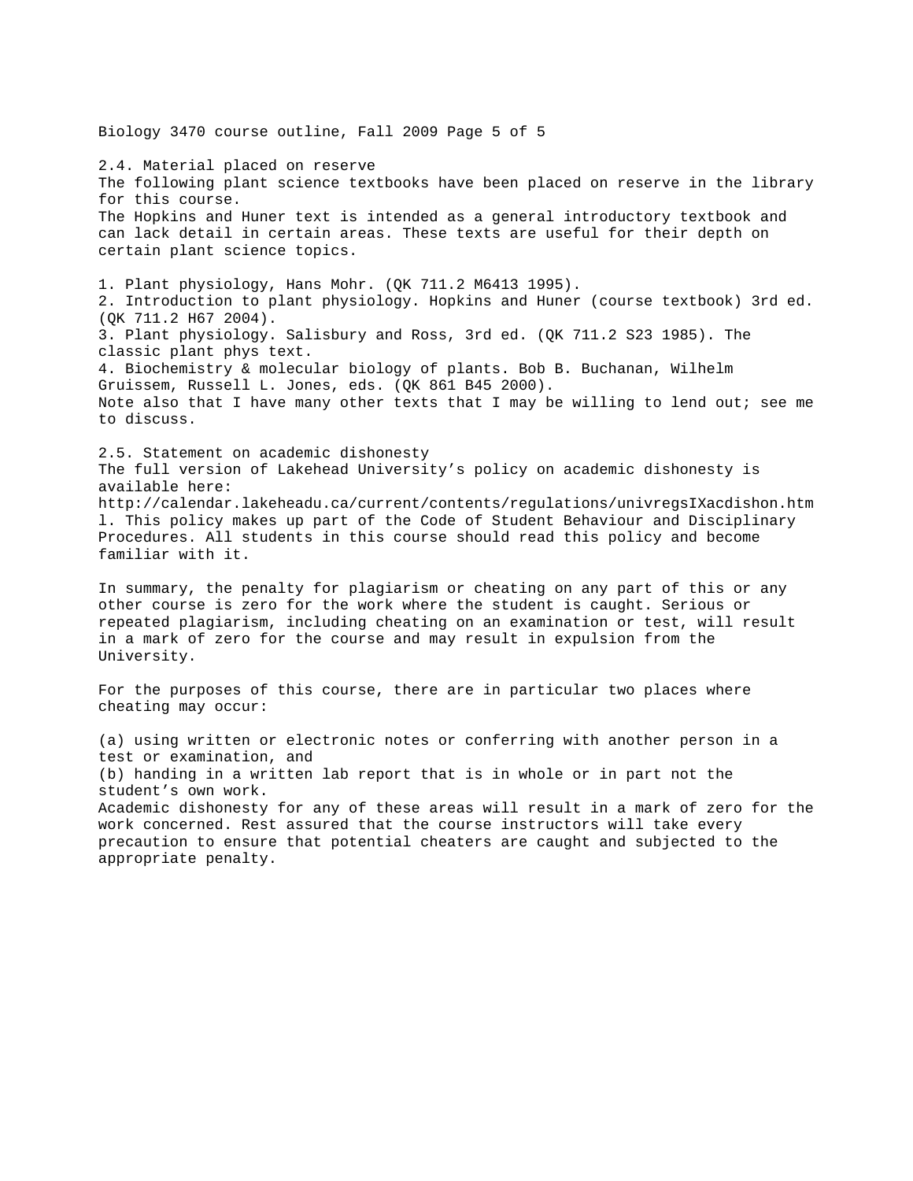### 2.4. Material placed on reserve

The following plant science textbooks have been placed on reserve in the library for this course.
The Hopkins and Huner text is intended as a general introductory textbook and can lack detail in certain areas. These texts are useful for their depth on certain plant science topics.

1. Plant physiology, Hans Mohr. (QK 711.2 M6413 1995).
2. Introduction to plant physiology. Hopkins and Huner (course textbook) 3rd ed. (QK 711.2 H67 2004).
3. Plant physiology. Salisbury and Ross, 3rd ed. (QK 711.2 S23 1985). The classic plant phys text.
4. Biochemistry & molecular biology of plants. Bob B. Buchanan, Wilhelm Gruissem, Russell L. Jones, eds. (QK 861 B45 2000).

Note also that I have many other texts that I may be willing to lend out; see me to discuss.

### 2.5. Statement on academic dishonesty

The full version of Lakehead University's policy on academic dishonesty is available here: http://calendar.lakeheadu.ca/current/contents/regulations/univregsIXacdishon.html. This policy makes up part of the Code of Student Behaviour and Disciplinary Procedures. All students in this course should read this policy and become familiar with it.

In summary, the penalty for plagiarism or cheating on any part of this or any other course is zero for the work where the student is caught. Serious or repeated plagiarism, including cheating on an examination or test, will result in a mark of zero for the course and may result in expulsion from the University.

For the purposes of this course, there are in particular two places where cheating may occur:

(a) using written or electronic notes or conferring with another person in a test or examination, and
(b) handing in a written lab report that is in whole or in part not the student's own work.

Academic dishonesty for any of these areas will result in a mark of zero for the work concerned. Rest assured that the course instructors will take every precaution to ensure that potential cheaters are caught and subjected to the appropriate penalty.